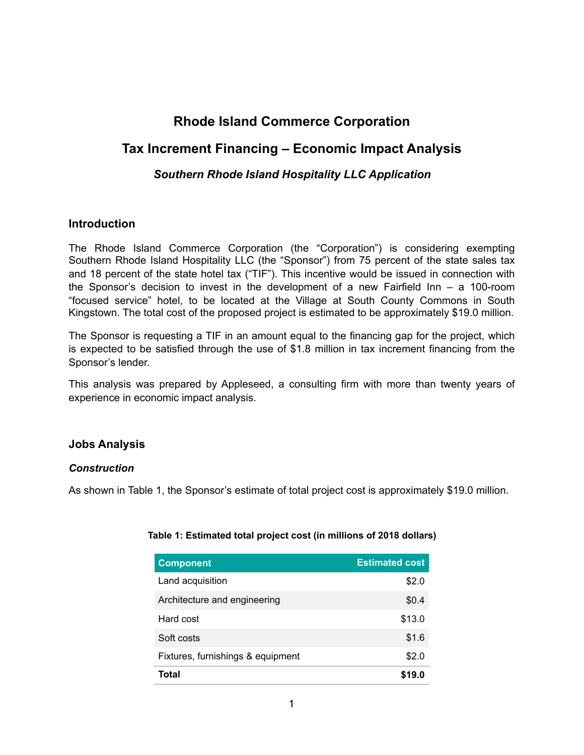# Rhode Island Commerce Corporation

## Tax Increment Financing – Economic Impact Analysis

### *Southern Rhode Island Hospitality LLC Application*

## Introduction

The Rhode Island Commerce Corporation (the "Corporation") is considering exempting Southern Rhode Island Hospitality LLC (the "Sponsor") from 75 percent of the state sales tax and 18 percent of the state hotel tax ("TIF"). This incentive would be issued in connection with the Sponsor's decision to invest in the development of a new Fairfield Inn – a 100-room "focused service" hotel, to be located at the Village at South County Commons in South Kingstown. The total cost of the proposed project is estimated to be approximately $19.0 million.

The Sponsor is requesting a TIF in an amount equal to the financing gap for the project, which is expected to be satisfied through the use of $1.8 million in tax increment financing from the Sponsor's lender.

This analysis was prepared by Appleseed, a consulting firm with more than twenty years of experience in economic impact analysis.

## Jobs Analysis

### *Construction*

As shown in Table 1, the Sponsor's estimate of total project cost is approximately $19.0 million.

**Table 1: Estimated total project cost (in millions of 2018 dollars)**

| Component | Estimated cost |
|---|---:|
| Land acquisition | $2.0 |
| Architecture and engineering | $0.4 |
| Hard cost | $13.0 |
| Soft costs | $1.6 |
| Fixtures, furnishings & equipment | $2.0 |
| **Total** | **$19.0** |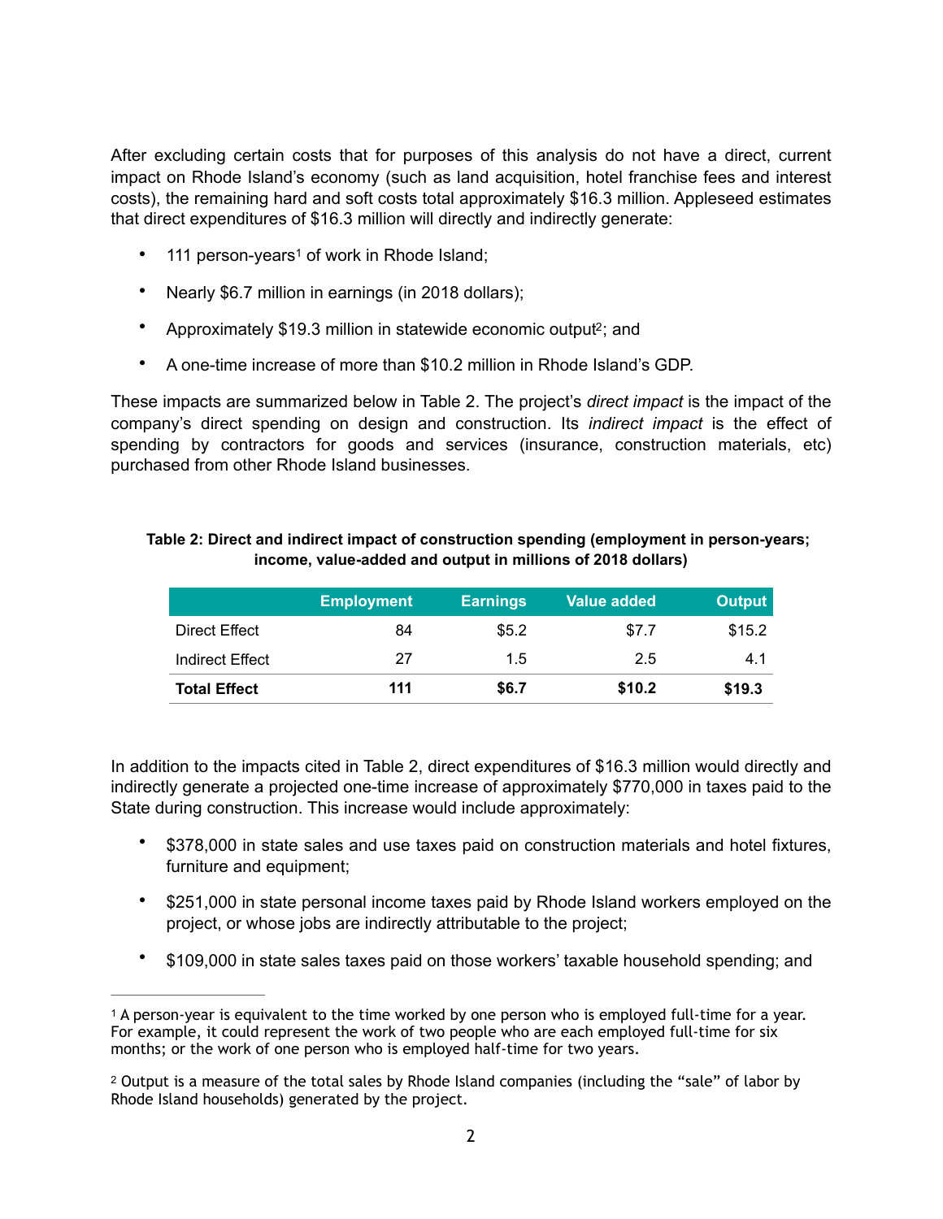After excluding certain costs that for purposes of this analysis do not have a direct, current impact on Rhode Island's economy (such as land acquisition, hotel franchise fees and interest costs), the remaining hard and soft costs total approximately $16.3 million. Appleseed estimates that direct expenditures of $16.3 million will directly and indirectly generate:

- 111 person-years[1] of work in Rhode Island;
- Nearly $6.7 million in earnings (in 2018 dollars);
- Approximately $19.3 million in statewide economic output[2]; and
- A one-time increase of more than $10.2 million in Rhode Island's GDP.

These impacts are summarized below in Table 2. The project's *direct impact* is the impact of the company's direct spending on design and construction. Its *indirect impact* is the effect of spending by contractors for goods and services (insurance, construction materials, etc) purchased from other Rhode Island businesses.

**Table 2: Direct and indirect impact of construction spending (employment in person-years; income, value-added and output in millions of 2018 dollars)**

| | Employment | Earnings | Value added | Output |
|---|---:|---:|---:|---:|
| Direct Effect | 84 | $5.2 | $7.7 | $15.2 |
| Indirect Effect | 27 | 1.5 | 2.5 | 4.1 |
| **Total Effect** | **111** | **$6.7** | **$10.2** | **$19.3** |

In addition to the impacts cited in Table 2, direct expenditures of $16.3 million would directly and indirectly generate a projected one-time increase of approximately $770,000 in taxes paid to the State during construction. This increase would include approximately:

- $378,000 in state sales and use taxes paid on construction materials and hotel fixtures, furniture and equipment;
- $251,000 in state personal income taxes paid by Rhode Island workers employed on the project, or whose jobs are indirectly attributable to the project;
- $109,000 in state sales taxes paid on those workers' taxable household spending; and

---

[1] A person-year is equivalent to the time worked by one person who is employed full-time for a year. For example, it could represent the work of two people who are each employed full-time for six months; or the work of one person who is employed half-time for two years.

[2] Output is a measure of the total sales by Rhode Island companies (including the "sale" of labor by Rhode Island households) generated by the project.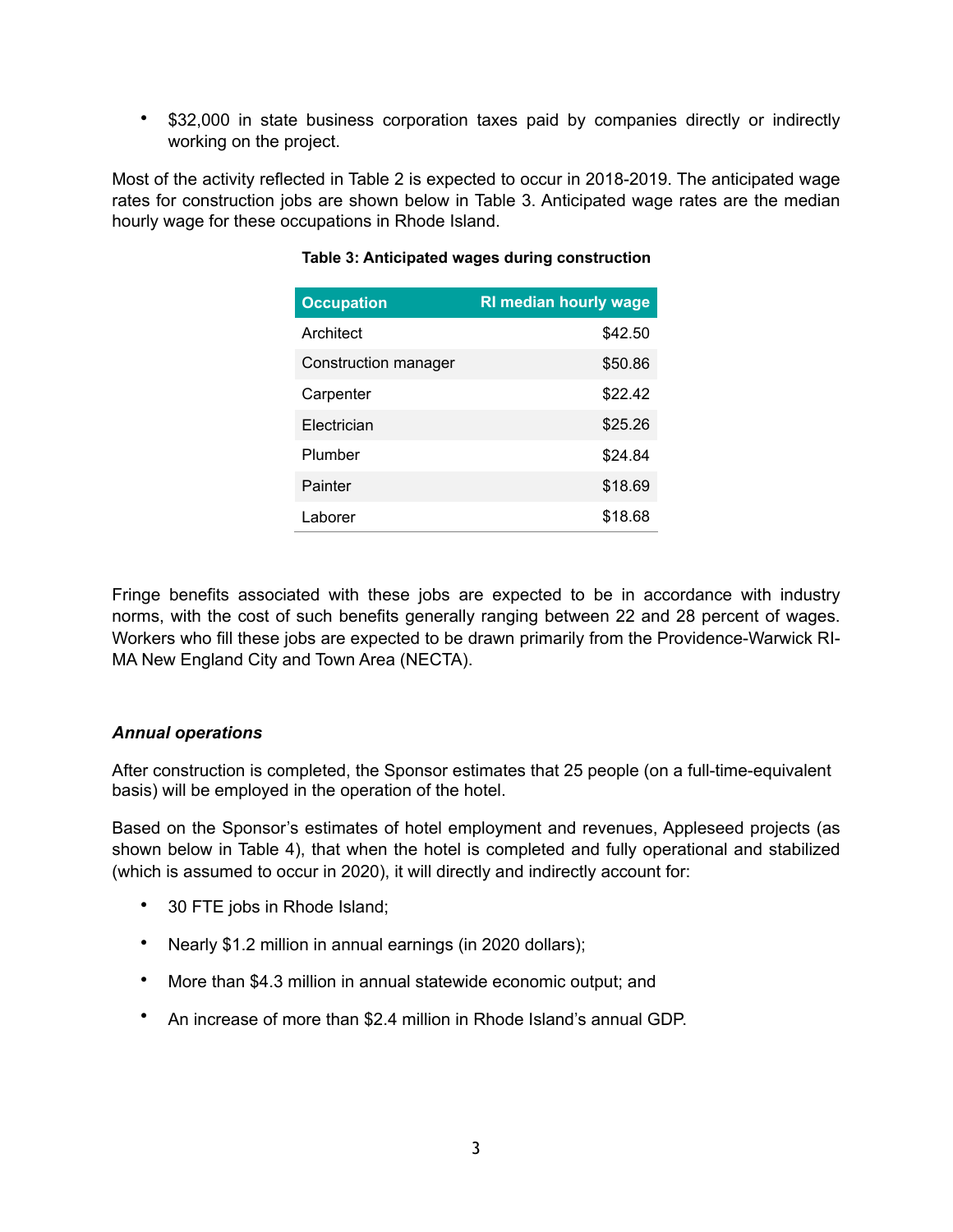- $32,000 in state business corporation taxes paid by companies directly or indirectly working on the project.

Most of the activity reflected in Table 2 is expected to occur in 2018-2019. The anticipated wage rates for construction jobs are shown below in Table 3. Anticipated wage rates are the median hourly wage for these occupations in Rhode Island.

**Table 3: Anticipated wages during construction**

| Occupation | RI median hourly wage |
|---|---:|
| Architect | $42.50 |
| Construction manager | $50.86 |
| Carpenter | $22.42 |
| Electrician | $25.26 |
| Plumber | $24.84 |
| Painter | $18.69 |
| Laborer | $18.68 |

Fringe benefits associated with these jobs are expected to be in accordance with industry norms, with the cost of such benefits generally ranging between 22 and 28 percent of wages. Workers who fill these jobs are expected to be drawn primarily from the Providence-Warwick RI-MA New England City and Town Area (NECTA).

### *Annual operations*

After construction is completed, the Sponsor estimates that 25 people (on a full-time-equivalent basis) will be employed in the operation of the hotel.

Based on the Sponsor's estimates of hotel employment and revenues, Appleseed projects (as shown below in Table 4), that when the hotel is completed and fully operational and stabilized (which is assumed to occur in 2020), it will directly and indirectly account for:

- 30 FTE jobs in Rhode Island;
- Nearly $1.2 million in annual earnings (in 2020 dollars);
- More than $4.3 million in annual statewide economic output; and
- An increase of more than $2.4 million in Rhode Island's annual GDP.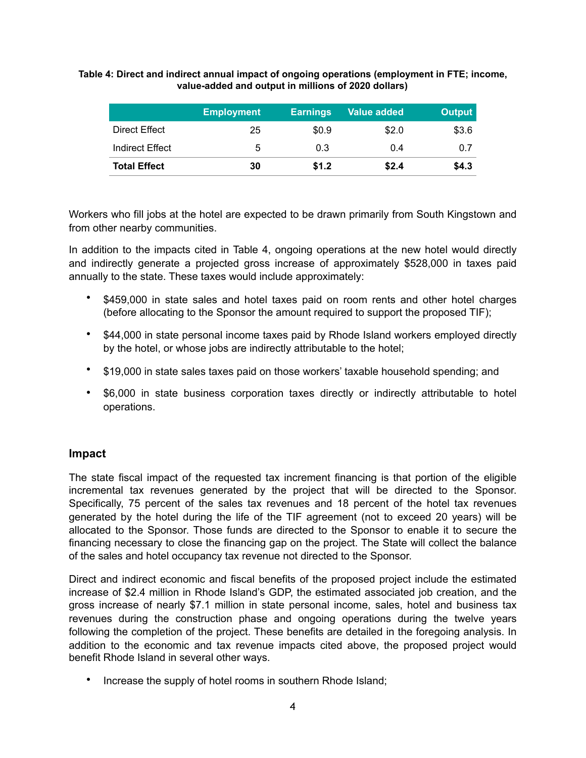**Table 4: Direct and indirect annual impact of ongoing operations (employment in FTE; income, value-added and output in millions of 2020 dollars)**

| | Employment | Earnings | Value added | Output |
|---|---|---|---|---|
| Direct Effect | 25 | $0.9 | $2.0 | $3.6 |
| Indirect Effect | 5 | 0.3 | 0.4 | 0.7 |
| **Total Effect** | **30** | **$1.2** | **$2.4** | **$4.3** |

Workers who fill jobs at the hotel are expected to be drawn primarily from South Kingstown and from other nearby communities.

In addition to the impacts cited in Table 4, ongoing operations at the new hotel would directly and indirectly generate a projected gross increase of approximately $528,000 in taxes paid annually to the state. These taxes would include approximately:

- $459,000 in state sales and hotel taxes paid on room rents and other hotel charges (before allocating to the Sponsor the amount required to support the proposed TIF);
- $44,000 in state personal income taxes paid by Rhode Island workers employed directly by the hotel, or whose jobs are indirectly attributable to the hotel;
- $19,000 in state sales taxes paid on those workers' taxable household spending; and
- $6,000 in state business corporation taxes directly or indirectly attributable to hotel operations.

## Impact

The state fiscal impact of the requested tax increment financing is that portion of the eligible incremental tax revenues generated by the project that will be directed to the Sponsor. Specifically, 75 percent of the sales tax revenues and 18 percent of the hotel tax revenues generated by the hotel during the life of the TIF agreement (not to exceed 20 years) will be allocated to the Sponsor. Those funds are directed to the Sponsor to enable it to secure the financing necessary to close the financing gap on the project. The State will collect the balance of the sales and hotel occupancy tax revenue not directed to the Sponsor.

Direct and indirect economic and fiscal benefits of the proposed project include the estimated increase of $2.4 million in Rhode Island's GDP, the estimated associated job creation, and the gross increase of nearly $7.1 million in state personal income, sales, hotel and business tax revenues during the construction phase and ongoing operations during the twelve years following the completion of the project. These benefits are detailed in the foregoing analysis. In addition to the economic and tax revenue impacts cited above, the proposed project would benefit Rhode Island in several other ways.

- Increase the supply of hotel rooms in southern Rhode Island;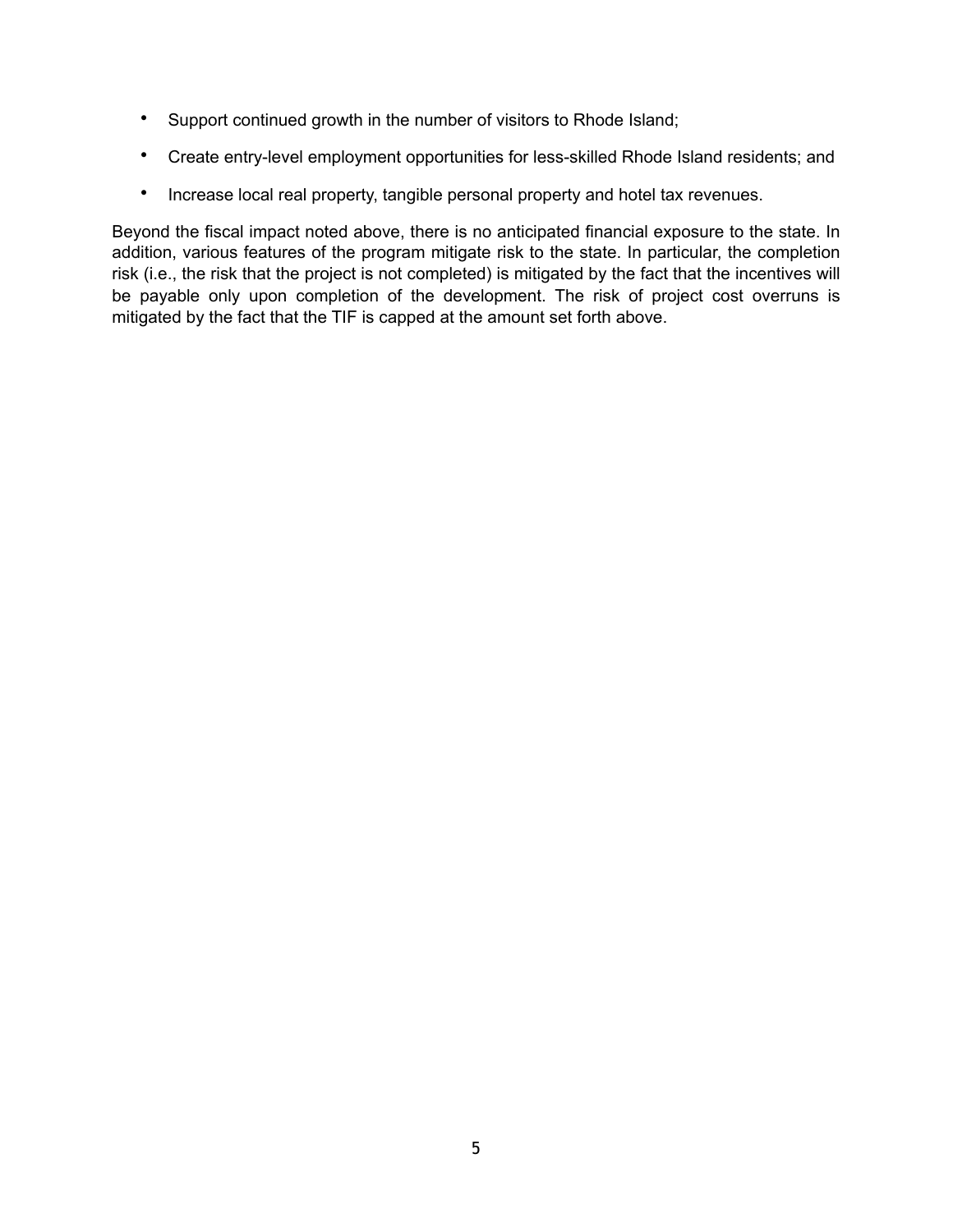- Support continued growth in the number of visitors to Rhode Island;
- Create entry-level employment opportunities for less-skilled Rhode Island residents; and
- Increase local real property, tangible personal property and hotel tax revenues.

Beyond the fiscal impact noted above, there is no anticipated financial exposure to the state. In addition, various features of the program mitigate risk to the state. In particular, the completion risk (i.e., the risk that the project is not completed) is mitigated by the fact that the incentives will be payable only upon completion of the development. The risk of project cost overruns is mitigated by the fact that the TIF is capped at the amount set forth above.